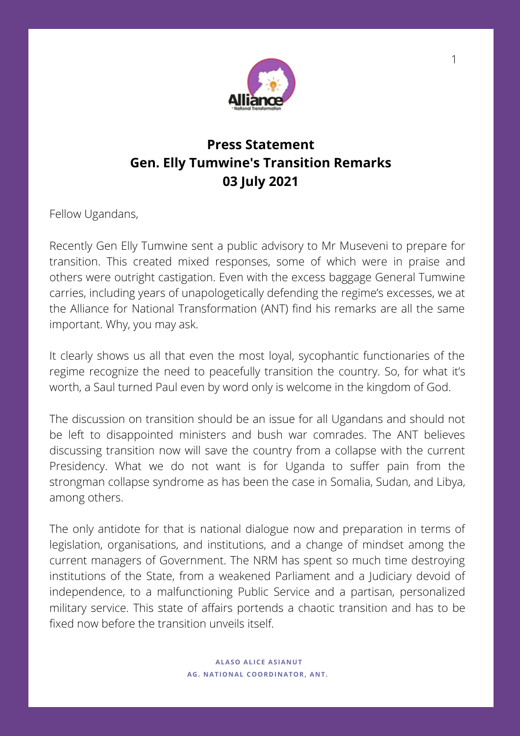# Press Statement
# Gen. Elly Tumwine's Transition Remarks
# 03 July 2021

Fellow Ugandans,

Recently Gen Elly Tumwine sent a public advisory to Mr Museveni to prepare for transition. This created mixed responses, some of which were in praise and others were outright castigation. Even with the excess baggage General Tumwine carries, including years of unapologetically defending the regime's excesses, we at the Alliance for National Transformation (ANT) find his remarks are all the same important. Why, you may ask.

It clearly shows us all that even the most loyal, sycophantic functionaries of the regime recognize the need to peacefully transition the country. So, for what it's worth, a Saul turned Paul even by word only is welcome in the kingdom of God.

The discussion on transition should be an issue for all Ugandans and should not be left to disappointed ministers and bush war comrades. The ANT believes discussing transition now will save the country from a collapse with the current Presidency. What we do not want is for Uganda to suffer pain from the strongman collapse syndrome as has been the case in Somalia, Sudan, and Libya, among others.

The only antidote for that is national dialogue now and preparation in terms of legislation, organisations, and institutions, and a change of mindset among the current managers of Government. The NRM has spent so much time destroying institutions of the State, from a weakened Parliament and a Judiciary devoid of independence, to a malfunctioning Public Service and a partisan, personalized military service. This state of affairs portends a chaotic transition and has to be fixed now before the transition unveils itself.

**ALASO ALICE ASIANUT**
**AG. NATIONAL COORDINATOR, ANT.**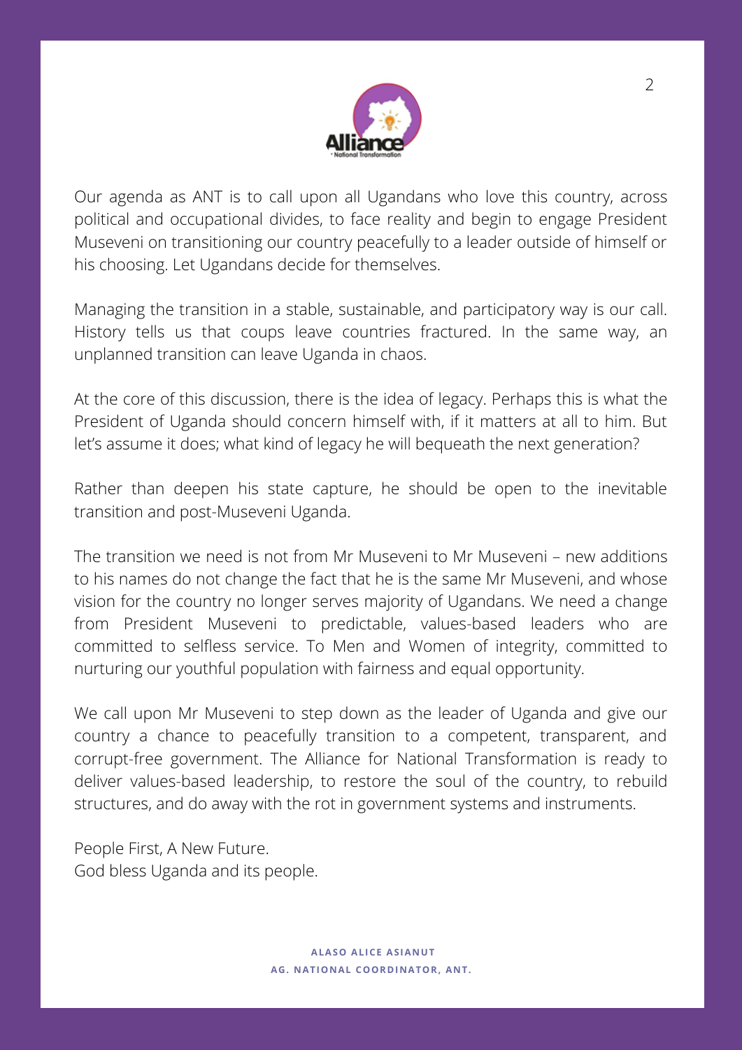Our agenda as ANT is to call upon all Ugandans who love this country, across political and occupational divides, to face reality and begin to engage President Museveni on transitioning our country peacefully to a leader outside of himself or his choosing. Let Ugandans decide for themselves.

Managing the transition in a stable, sustainable, and participatory way is our call. History tells us that coups leave countries fractured. In the same way, an unplanned transition can leave Uganda in chaos.

At the core of this discussion, there is the idea of legacy. Perhaps this is what the President of Uganda should concern himself with, if it matters at all to him. But let's assume it does; what kind of legacy he will bequeath the next generation?

Rather than deepen his state capture, he should be open to the inevitable transition and post-Museveni Uganda.

The transition we need is not from Mr Museveni to Mr Museveni – new additions to his names do not change the fact that he is the same Mr Museveni, and whose vision for the country no longer serves majority of Ugandans. We need a change from President Museveni to predictable, values-based leaders who are committed to selfless service. To Men and Women of integrity, committed to nurturing our youthful population with fairness and equal opportunity.

We call upon Mr Museveni to step down as the leader of Uganda and give our country a chance to peacefully transition to a competent, transparent, and corrupt-free government. The Alliance for National Transformation is ready to deliver values-based leadership, to restore the soul of the country, to rebuild structures, and do away with the rot in government systems and instruments.

People First, A New Future.
God bless Uganda and its people.

**ALASO ALICE ASIANUT**
**AG. NATIONAL COORDINATOR, ANT.**